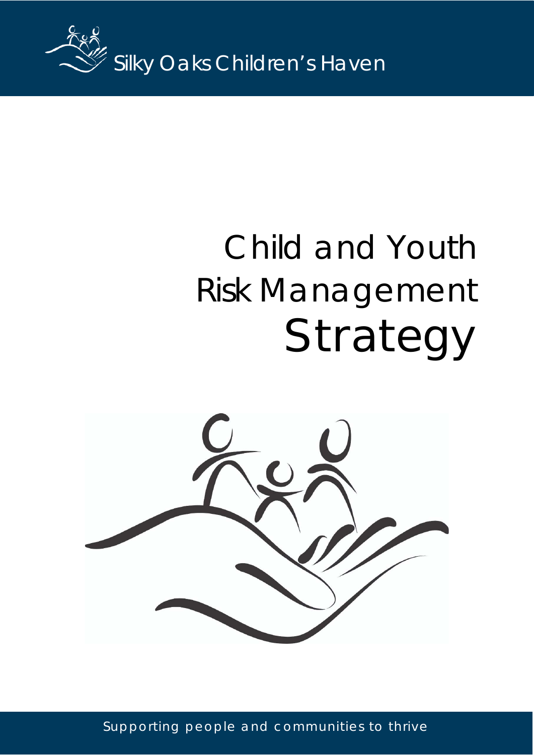Silky Oaks Children's Haven

# Child and Youth Risk Management Strategy

Supporting people and communities to thrive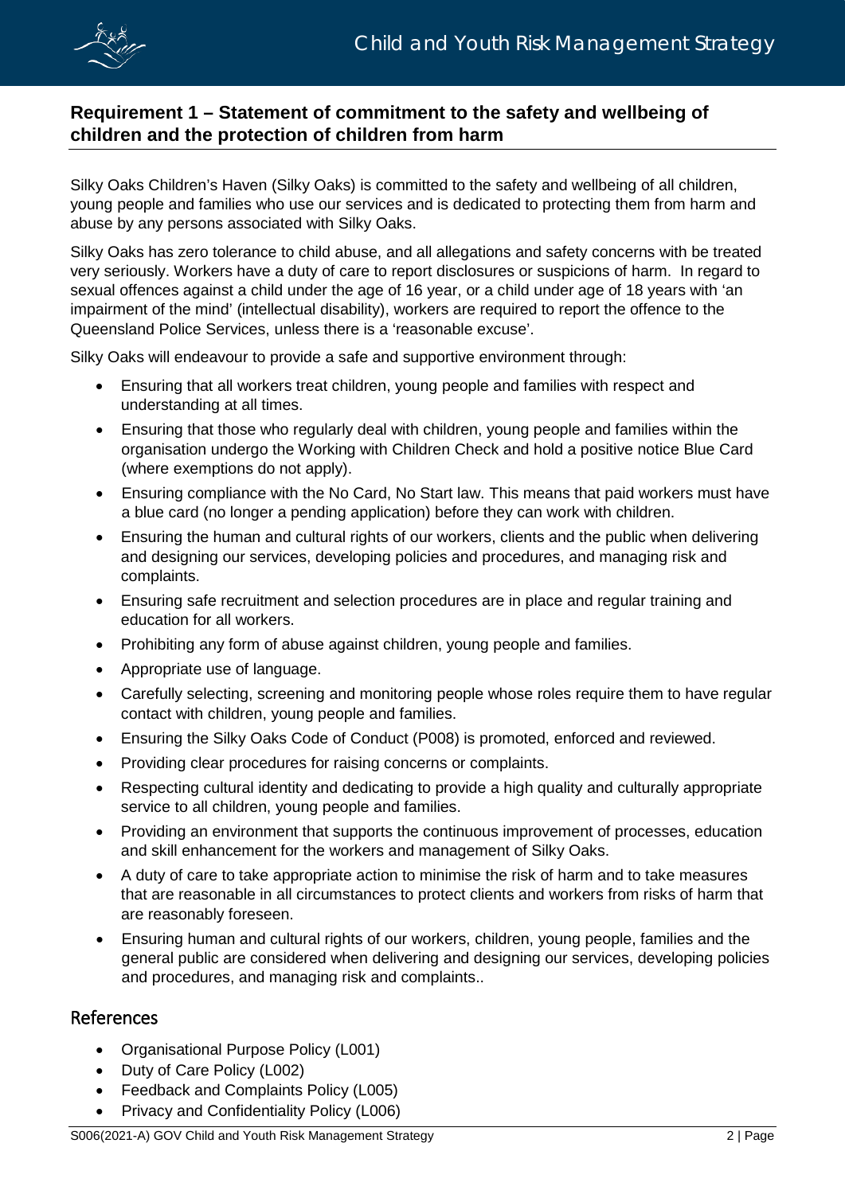## Requirement 1 – Statement of commitment to the safety and wellbeing of children and the protection of children from harm

Silky Oaks Children's Haven (Silky Oaks) is committed to the safety and wellbeing of all children, young people and families who use our services and is dedicated to protecting them from harm and abuse by any persons associated with Silky Oaks.

Silky Oaks has zero tolerance to child abuse, and all allegations and safety concerns with be treated very seriously. Workers have a duty of care to report disclosures or suspicions of harm. In regard to sexual offences against a child under the age of 16 year, or a child under age of 18 years with 'an impairment of the mind' (intellectual disability), workers are required to report the offence to the Queensland Police Services, unless there is a 'reasonable excuse'.

Silky Oaks will endeavour to provide a safe and supportive environment through:

- Ensuring that all workers treat children, young people and families with respect and understanding at all times.
- Ensuring that those who regularly deal with children, young people and families within the organisation undergo the Working with Children Check and hold a positive notice Blue Card (where exemptions do not apply).
- Ensuring compliance with the No Card, No Start law. This means that paid workers must have a blue card (no longer a pending application) before they can work with children.
- Ensuring the human and cultural rights of our workers, clients and the public when delivering and designing our services, developing policies and procedures, and managing risk and complaints.
- Ensuring safe recruitment and selection procedures are in place and regular training and education for all workers.
- Prohibiting any form of abuse against children, young people and families.
- Appropriate use of language.
- Carefully selecting, screening and monitoring people whose roles require them to have regular contact with children, young people and families.
- Ensuring the Silky Oaks Code of Conduct (P008) is promoted, enforced and reviewed.
- Providing clear procedures for raising concerns or complaints.
- Respecting cultural identity and dedicating to provide a high quality and culturally appropriate service to all children, young people and families.
- Providing an environment that supports the continuous improvement of processes, education and skill enhancement for the workers and management of Silky Oaks.
- A duty of care to take appropriate action to minimise the risk of harm and to take measures that are reasonable in all circumstances to protect clients and workers from risks of harm that are reasonably foreseen.
- Ensuring human and cultural rights of our workers, children, young people, families and the general public are considered when delivering and designing our services, developing policies and procedures, and managing risk and complaints..

### References

- Organisational Purpose Policy (L001)
- Duty of Care Policy (L002)
- Feedback and Complaints Policy (L005)
- Privacy and Confidentiality Policy (L006)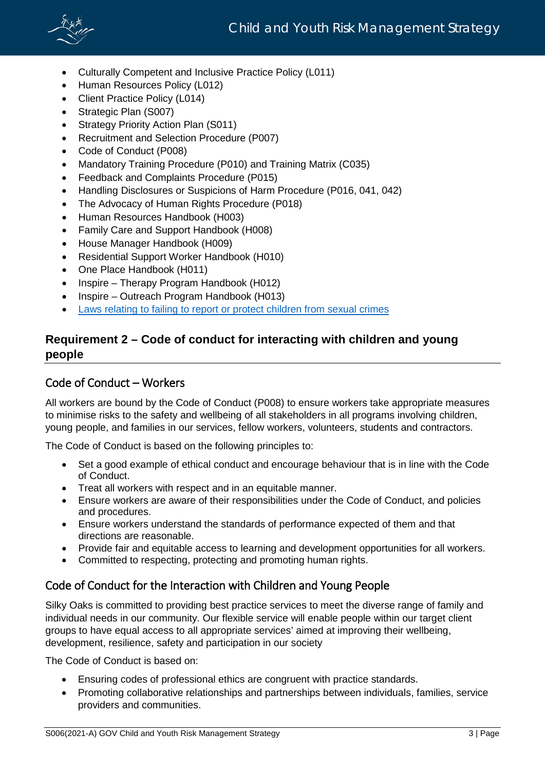- Culturally Competent and Inclusive Practice Policy (L011)
- Human Resources Policy (L012)
- Client Practice Policy (L014)
- Strategic Plan (S007)
- Strategy Priority Action Plan (S011)
- Recruitment and Selection Procedure (P007)
- Code of Conduct (P008)
- Mandatory Training Procedure (P010) and Training Matrix (C035)
- Feedback and Complaints Procedure (P015)
- Handling Disclosures or Suspicions of Harm Procedure (P016, 041, 042)
- The Advocacy of Human Rights Procedure (P018)
- Human Resources Handbook (H003)
- Family Care and Support Handbook (H008)
- House Manager Handbook (H009)
- Residential Support Worker Handbook (H010)
- One Place Handbook (H011)
- Inspire – Therapy Program Handbook (H012)
- Inspire – Outreach Program Handbook (H013)
- Laws relating to failing to report or protect children from sexual crimes

## Requirement 2 – Code of conduct for interacting with children and young people

### Code of Conduct – Workers

All workers are bound by the Code of Conduct (P008) to ensure workers take appropriate measures to minimise risks to the safety and wellbeing of all stakeholders in all programs involving children, young people, and families in our services, fellow workers, volunteers, students and contractors.

The Code of Conduct is based on the following principles to:

- Set a good example of ethical conduct and encourage behaviour that is in line with the Code of Conduct.
- Treat all workers with respect and in an equitable manner.
- Ensure workers are aware of their responsibilities under the Code of Conduct, and policies and procedures.
- Ensure workers understand the standards of performance expected of them and that directions are reasonable.
- Provide fair and equitable access to learning and development opportunities for all workers.
- Committed to respecting, protecting and promoting human rights.

### Code of Conduct for the Interaction with Children and Young People

Silky Oaks is committed to providing best practice services to meet the diverse range of family and individual needs in our community. Our flexible service will enable people within our target client groups to have equal access to all appropriate services' aimed at improving their wellbeing, development, resilience, safety and participation in our society

The Code of Conduct is based on:

- Ensuring codes of professional ethics are congruent with practice standards.
- Promoting collaborative relationships and partnerships between individuals, families, service providers and communities.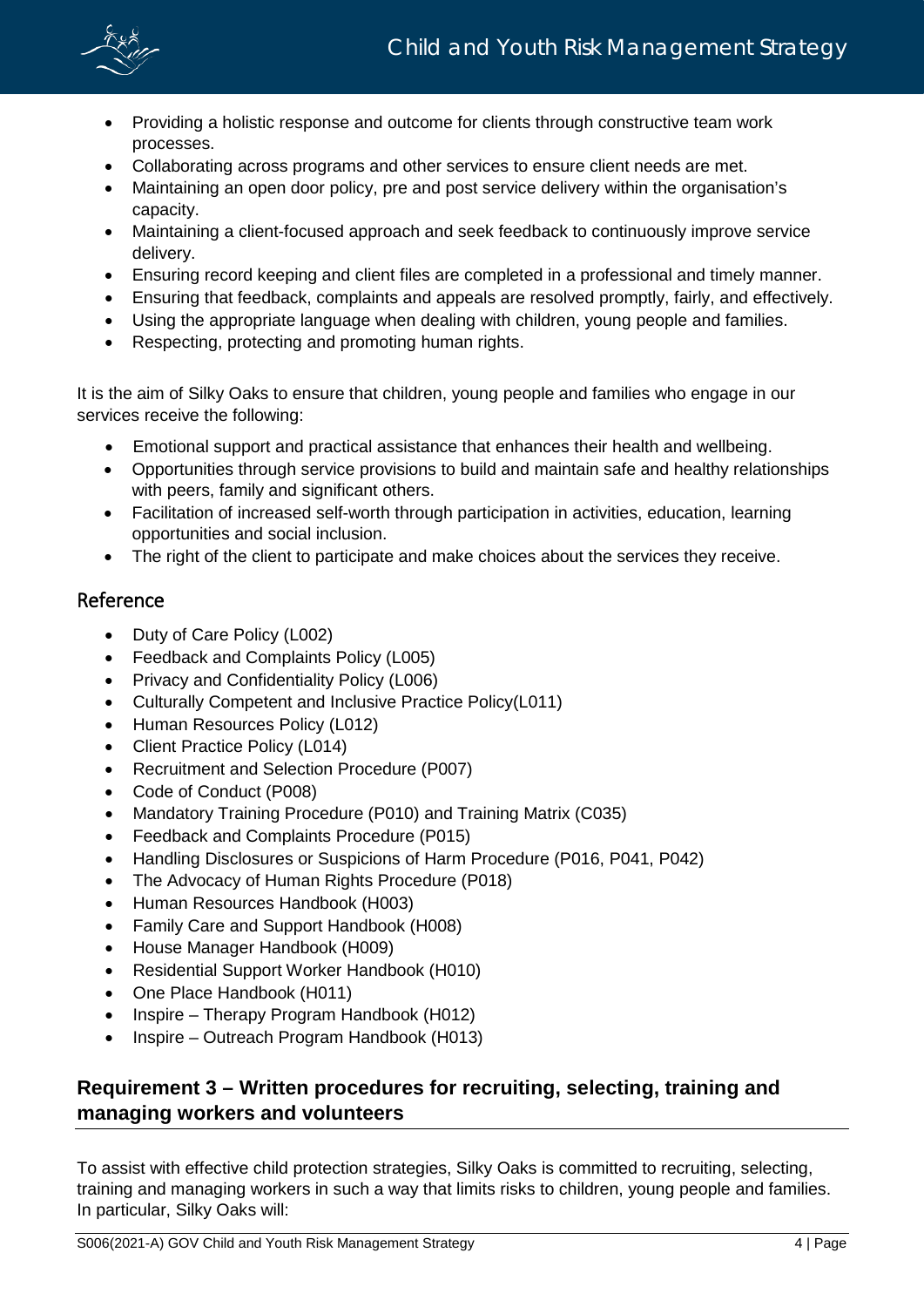- Providing a holistic response and outcome for clients through constructive team work processes.
- Collaborating across programs and other services to ensure client needs are met.
- Maintaining an open door policy, pre and post service delivery within the organisation's capacity.
- Maintaining a client-focused approach and seek feedback to continuously improve service delivery.
- Ensuring record keeping and client files are completed in a professional and timely manner.
- Ensuring that feedback, complaints and appeals are resolved promptly, fairly, and effectively.
- Using the appropriate language when dealing with children, young people and families.
- Respecting, protecting and promoting human rights.

It is the aim of Silky Oaks to ensure that children, young people and families who engage in our services receive the following:

- Emotional support and practical assistance that enhances their health and wellbeing.
- Opportunities through service provisions to build and maintain safe and healthy relationships with peers, family and significant others.
- Facilitation of increased self-worth through participation in activities, education, learning opportunities and social inclusion.
- The right of the client to participate and make choices about the services they receive.

## Reference

- Duty of Care Policy (L002)
- Feedback and Complaints Policy (L005)
- Privacy and Confidentiality Policy (L006)
- Culturally Competent and Inclusive Practice Policy(L011)
- Human Resources Policy (L012)
- Client Practice Policy (L014)
- Recruitment and Selection Procedure (P007)
- Code of Conduct (P008)
- Mandatory Training Procedure (P010) and Training Matrix (C035)
- Feedback and Complaints Procedure (P015)
- Handling Disclosures or Suspicions of Harm Procedure (P016, P041, P042)
- The Advocacy of Human Rights Procedure (P018)
- Human Resources Handbook (H003)
- Family Care and Support Handbook (H008)
- House Manager Handbook (H009)
- Residential Support Worker Handbook (H010)
- One Place Handbook (H011)
- Inspire – Therapy Program Handbook (H012)
- Inspire – Outreach Program Handbook (H013)

## Requirement 3 – Written procedures for recruiting, selecting, training and managing workers and volunteers

To assist with effective child protection strategies, Silky Oaks is committed to recruiting, selecting, training and managing workers in such a way that limits risks to children, young people and families. In particular, Silky Oaks will: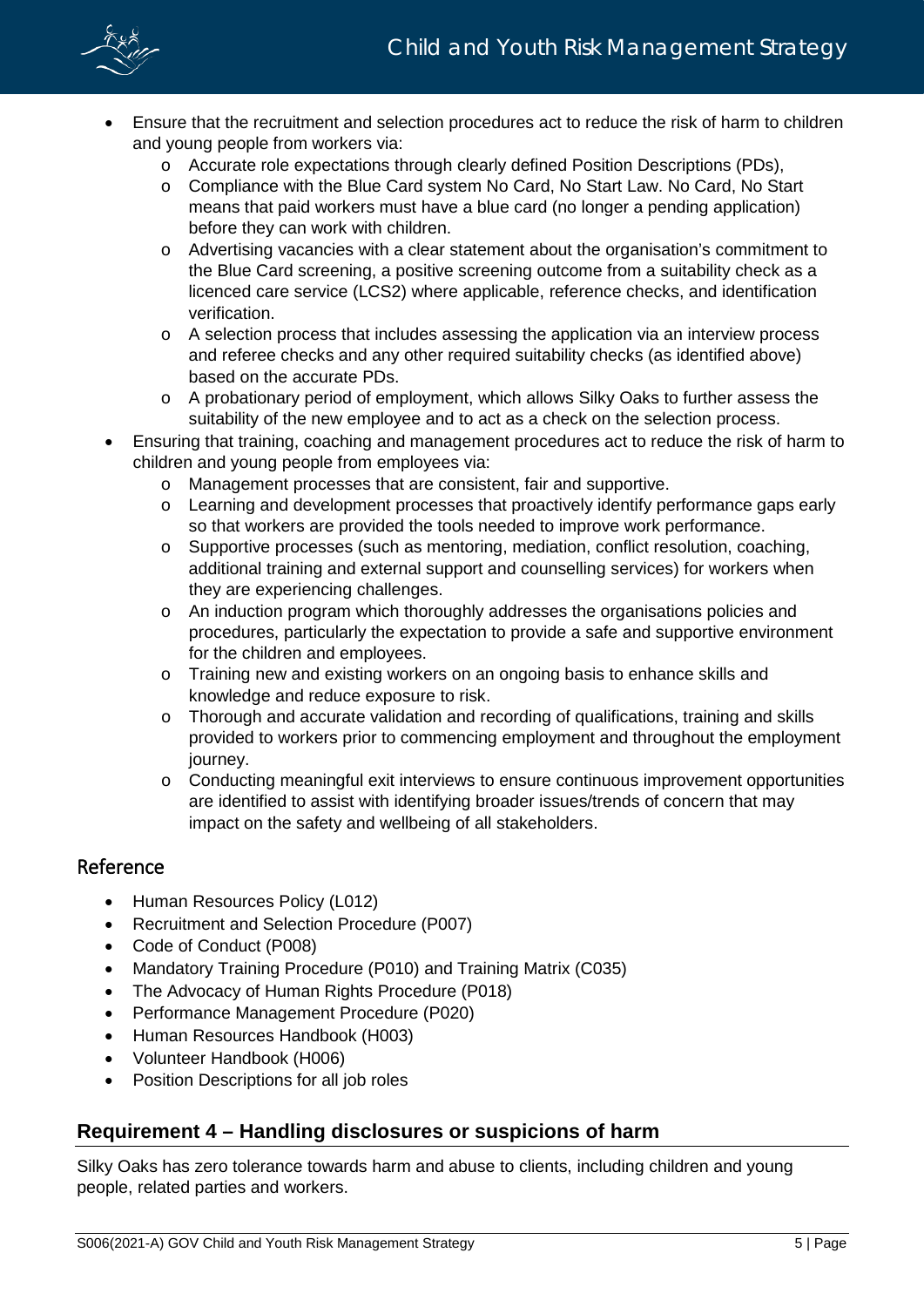- Ensure that the recruitment and selection procedures act to reduce the risk of harm to children and young people from workers via:
  - Accurate role expectations through clearly defined Position Descriptions (PDs),
  - Compliance with the Blue Card system No Card, No Start Law. No Card, No Start means that paid workers must have a blue card (no longer a pending application) before they can work with children.
  - Advertising vacancies with a clear statement about the organisation's commitment to the Blue Card screening, a positive screening outcome from a suitability check as a licenced care service (LCS2) where applicable, reference checks, and identification verification.
  - A selection process that includes assessing the application via an interview process and referee checks and any other required suitability checks (as identified above) based on the accurate PDs.
  - A probationary period of employment, which allows Silky Oaks to further assess the suitability of the new employee and to act as a check on the selection process.
- Ensuring that training, coaching and management procedures act to reduce the risk of harm to children and young people from employees via:
  - Management processes that are consistent, fair and supportive.
  - Learning and development processes that proactively identify performance gaps early so that workers are provided the tools needed to improve work performance.
  - Supportive processes (such as mentoring, mediation, conflict resolution, coaching, additional training and external support and counselling services) for workers when they are experiencing challenges.
  - An induction program which thoroughly addresses the organisations policies and procedures, particularly the expectation to provide a safe and supportive environment for the children and employees.
  - Training new and existing workers on an ongoing basis to enhance skills and knowledge and reduce exposure to risk.
  - Thorough and accurate validation and recording of qualifications, training and skills provided to workers prior to commencing employment and throughout the employment journey.
  - Conducting meaningful exit interviews to ensure continuous improvement opportunities are identified to assist with identifying broader issues/trends of concern that may impact on the safety and wellbeing of all stakeholders.

## Reference

- Human Resources Policy (L012)
- Recruitment and Selection Procedure (P007)
- Code of Conduct (P008)
- Mandatory Training Procedure (P010) and Training Matrix (C035)
- The Advocacy of Human Rights Procedure (P018)
- Performance Management Procedure (P020)
- Human Resources Handbook (H003)
- Volunteer Handbook (H006)
- Position Descriptions for all job roles

## Requirement 4 – Handling disclosures or suspicions of harm

Silky Oaks has zero tolerance towards harm and abuse to clients, including children and young people, related parties and workers.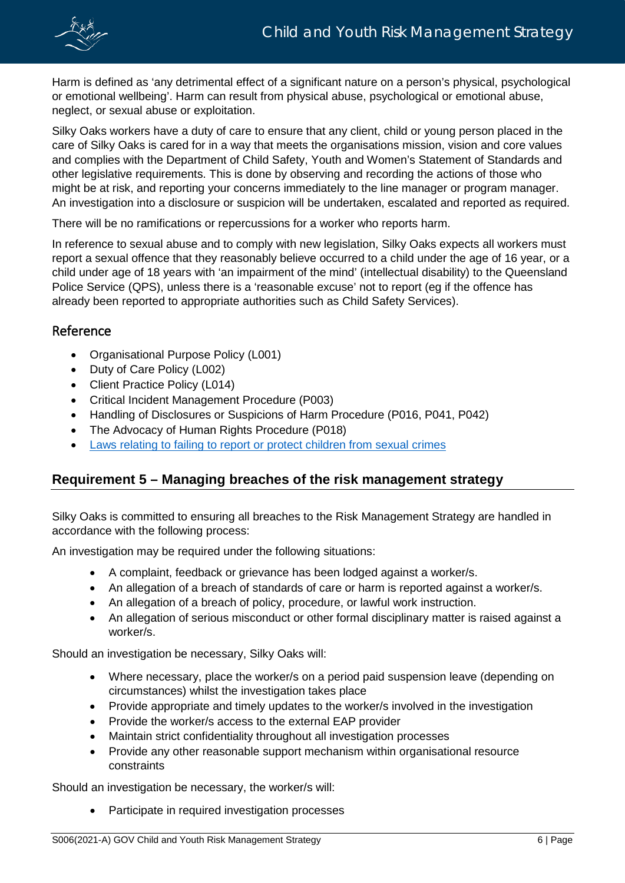Harm is defined as 'any detrimental effect of a significant nature on a person's physical, psychological or emotional wellbeing'. Harm can result from physical abuse, psychological or emotional abuse, neglect, or sexual abuse or exploitation.

Silky Oaks workers have a duty of care to ensure that any client, child or young person placed in the care of Silky Oaks is cared for in a way that meets the organisations mission, vision and core values and complies with the Department of Child Safety, Youth and Women's Statement of Standards and other legislative requirements. This is done by observing and recording the actions of those who might be at risk, and reporting your concerns immediately to the line manager or program manager. An investigation into a disclosure or suspicion will be undertaken, escalated and reported as required.

There will be no ramifications or repercussions for a worker who reports harm.

In reference to sexual abuse and to comply with new legislation, Silky Oaks expects all workers must report a sexual offence that they reasonably believe occurred to a child under the age of 16 year, or a child under age of 18 years with 'an impairment of the mind' (intellectual disability) to the Queensland Police Service (QPS), unless there is a 'reasonable excuse' not to report (eg if the offence has already been reported to appropriate authorities such as Child Safety Services).

### Reference

- Organisational Purpose Policy (L001)
- Duty of Care Policy (L002)
- Client Practice Policy (L014)
- Critical Incident Management Procedure (P003)
- Handling of Disclosures or Suspicions of Harm Procedure (P016, P041, P042)
- The Advocacy of Human Rights Procedure (P018)
- Laws relating to failing to report or protect children from sexual crimes

## Requirement 5 – Managing breaches of the risk management strategy

Silky Oaks is committed to ensuring all breaches to the Risk Management Strategy are handled in accordance with the following process:

An investigation may be required under the following situations:

- A complaint, feedback or grievance has been lodged against a worker/s.
- An allegation of a breach of standards of care or harm is reported against a worker/s.
- An allegation of a breach of policy, procedure, or lawful work instruction.
- An allegation of serious misconduct or other formal disciplinary matter is raised against a worker/s.

Should an investigation be necessary, Silky Oaks will:

- Where necessary, place the worker/s on a period paid suspension leave (depending on circumstances) whilst the investigation takes place
- Provide appropriate and timely updates to the worker/s involved in the investigation
- Provide the worker/s access to the external EAP provider
- Maintain strict confidentiality throughout all investigation processes
- Provide any other reasonable support mechanism within organisational resource constraints

Should an investigation be necessary, the worker/s will:

- Participate in required investigation processes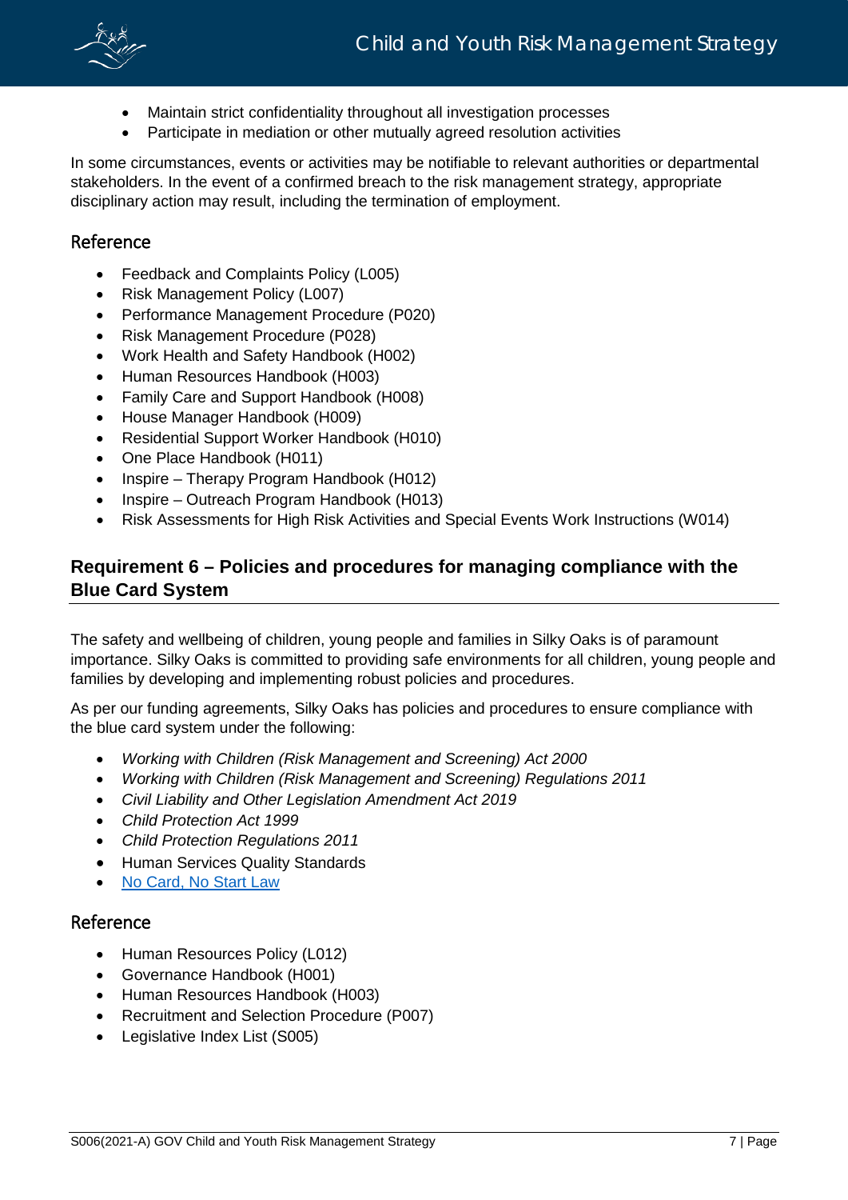- Maintain strict confidentiality throughout all investigation processes
- Participate in mediation or other mutually agreed resolution activities

In some circumstances, events or activities may be notifiable to relevant authorities or departmental stakeholders. In the event of a confirmed breach to the risk management strategy, appropriate disciplinary action may result, including the termination of employment.

### Reference

- Feedback and Complaints Policy (L005)
- Risk Management Policy (L007)
- Performance Management Procedure (P020)
- Risk Management Procedure (P028)
- Work Health and Safety Handbook (H002)
- Human Resources Handbook (H003)
- Family Care and Support Handbook (H008)
- House Manager Handbook (H009)
- Residential Support Worker Handbook (H010)
- One Place Handbook (H011)
- Inspire – Therapy Program Handbook (H012)
- Inspire – Outreach Program Handbook (H013)
- Risk Assessments for High Risk Activities and Special Events Work Instructions (W014)

## Requirement 6 – Policies and procedures for managing compliance with the Blue Card System

The safety and wellbeing of children, young people and families in Silky Oaks is of paramount importance. Silky Oaks is committed to providing safe environments for all children, young people and families by developing and implementing robust policies and procedures.

As per our funding agreements, Silky Oaks has policies and procedures to ensure compliance with the blue card system under the following:

- *Working with Children (Risk Management and Screening) Act 2000*
- *Working with Children (Risk Management and Screening) Regulations 2011*
- *Civil Liability and Other Legislation Amendment Act 2019*
- *Child Protection Act 1999*
- *Child Protection Regulations 2011*
- Human Services Quality Standards
- No Card, No Start Law

### Reference

- Human Resources Policy (L012)
- Governance Handbook (H001)
- Human Resources Handbook (H003)
- Recruitment and Selection Procedure (P007)
- Legislative Index List (S005)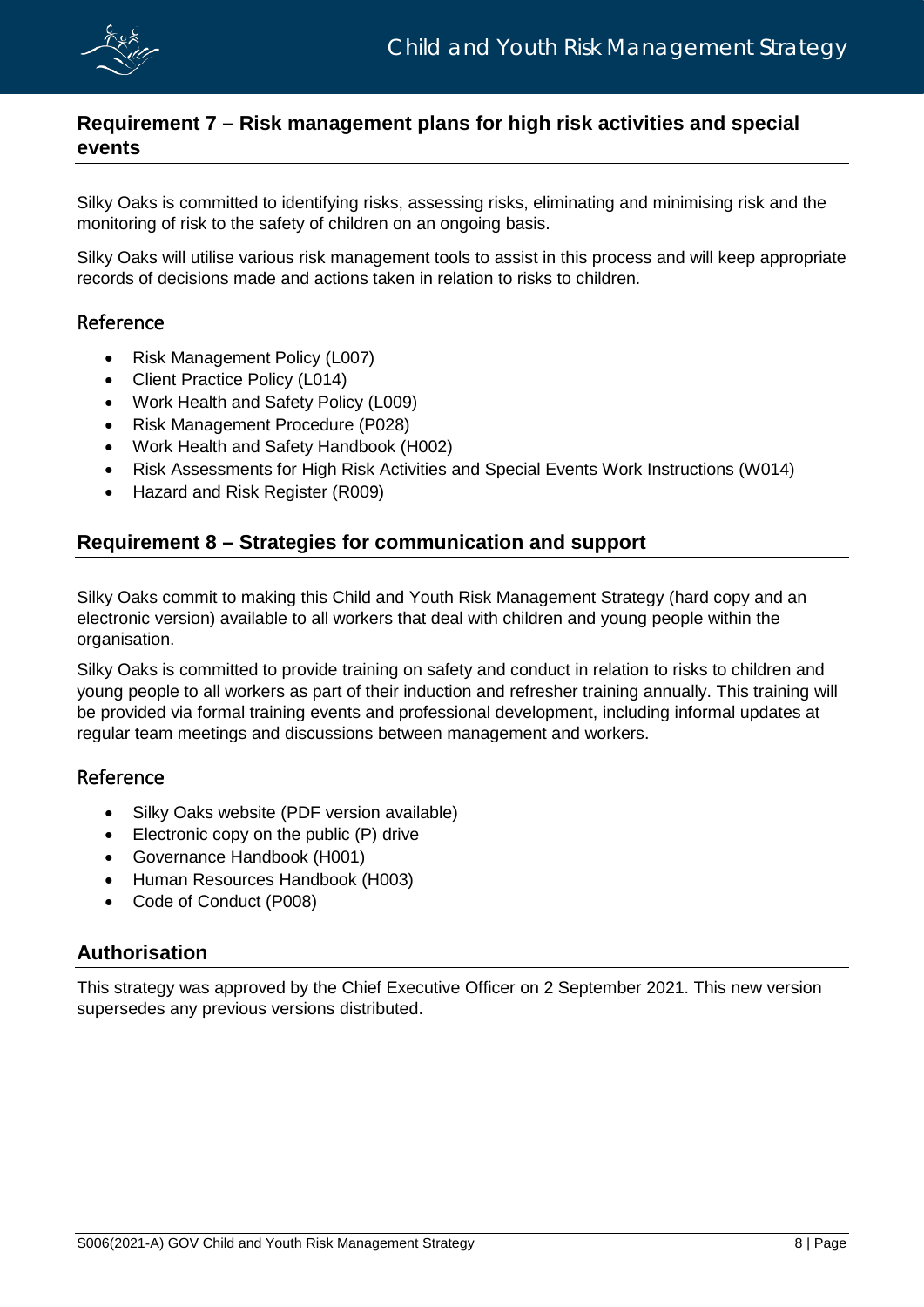## Requirement 7 – Risk management plans for high risk activities and special events

Silky Oaks is committed to identifying risks, assessing risks, eliminating and minimising risk and the monitoring of risk to the safety of children on an ongoing basis.

Silky Oaks will utilise various risk management tools to assist in this process and will keep appropriate records of decisions made and actions taken in relation to risks to children.

### Reference

- Risk Management Policy (L007)
- Client Practice Policy (L014)
- Work Health and Safety Policy (L009)
- Risk Management Procedure (P028)
- Work Health and Safety Handbook (H002)
- Risk Assessments for High Risk Activities and Special Events Work Instructions (W014)
- Hazard and Risk Register (R009)

## Requirement 8 – Strategies for communication and support

Silky Oaks commit to making this Child and Youth Risk Management Strategy (hard copy and an electronic version) available to all workers that deal with children and young people within the organisation.

Silky Oaks is committed to provide training on safety and conduct in relation to risks to children and young people to all workers as part of their induction and refresher training annually. This training will be provided via formal training events and professional development, including informal updates at regular team meetings and discussions between management and workers.

### Reference

- Silky Oaks website (PDF version available)
- Electronic copy on the public (P) drive
- Governance Handbook (H001)
- Human Resources Handbook (H003)
- Code of Conduct (P008)

## Authorisation

This strategy was approved by the Chief Executive Officer on 2 September 2021. This new version supersedes any previous versions distributed.